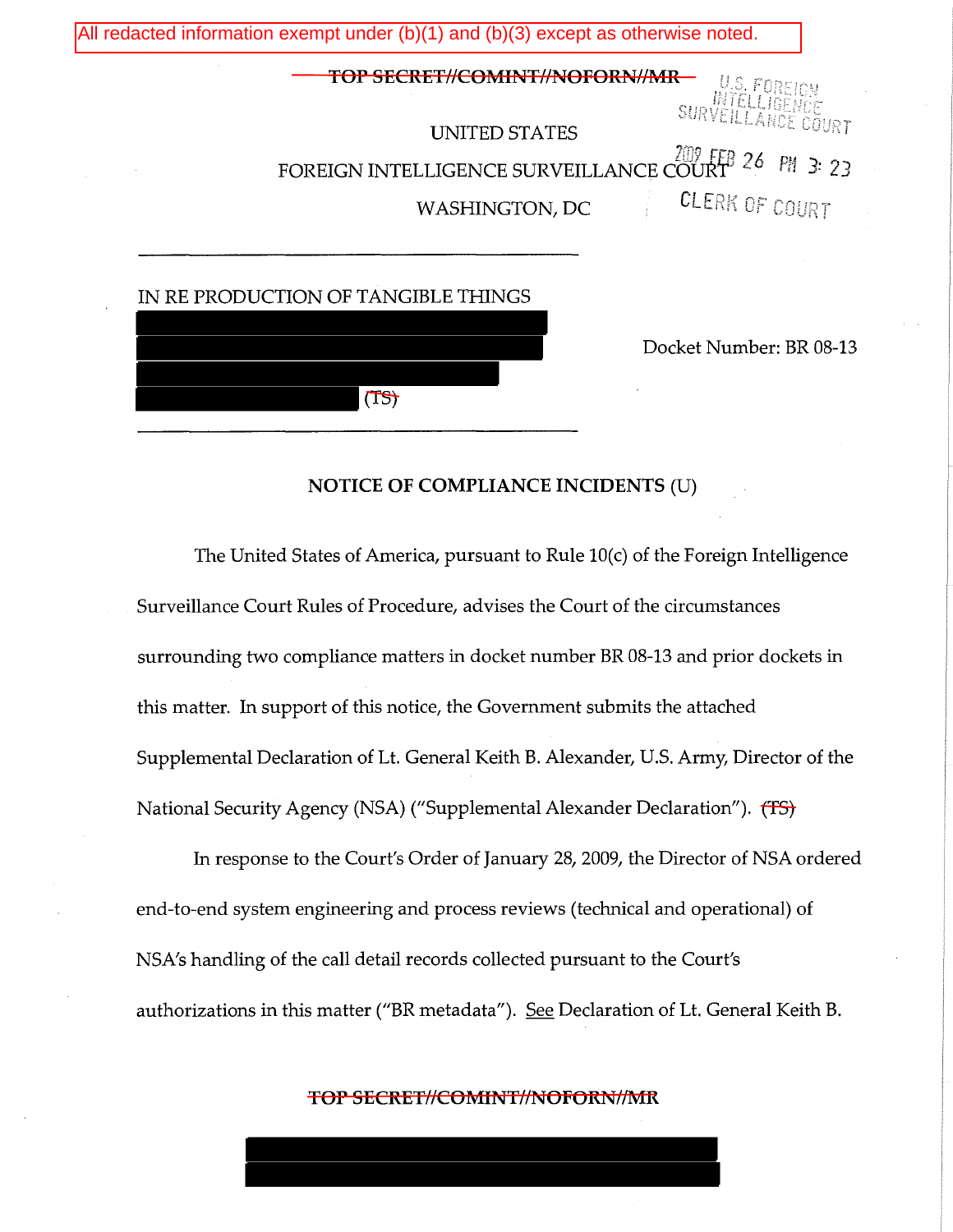All redacted information exempt under (b)(1) and (b)(3) except as otherwise noted.

~~TOP SECRET//COMINT//NOFORN//MR~~

U.S. FOREIGN INTELLIGENCE SURVEILLANCE COURT

2009 FEB 26 PM 3: 23

CLERK OF COURT

UNITED STATES

FOREIGN INTELLIGENCE SURVEILLANCE COURT

WASHINGTON, DC

---

IN RE PRODUCTION OF TANGIBLE THINGS

[REDACTED]

[REDACTED]

[REDACTED]

[REDACTED] ~~(TS)~~

Docket Number: BR 08-13

---

**NOTICE OF COMPLIANCE INCIDENTS** (U)

The United States of America, pursuant to Rule 10(c) of the Foreign Intelligence Surveillance Court Rules of Procedure, advises the Court of the circumstances surrounding two compliance matters in docket number BR 08-13 and prior dockets in this matter. In support of this notice, the Government submits the attached Supplemental Declaration of Lt. General Keith B. Alexander, U.S. Army, Director of the National Security Agency (NSA) ("Supplemental Alexander Declaration"). ~~(TS)~~

In response to the Court's Order of January 28, 2009, the Director of NSA ordered end-to-end system engineering and process reviews (technical and operational) of NSA's handling of the call detail records collected pursuant to the Court's authorizations in this matter ("BR metadata"). See Declaration of Lt. General Keith B.

~~TOP SECRET//COMINT//NOFORN//MR~~

[REDACTED]

[REDACTED]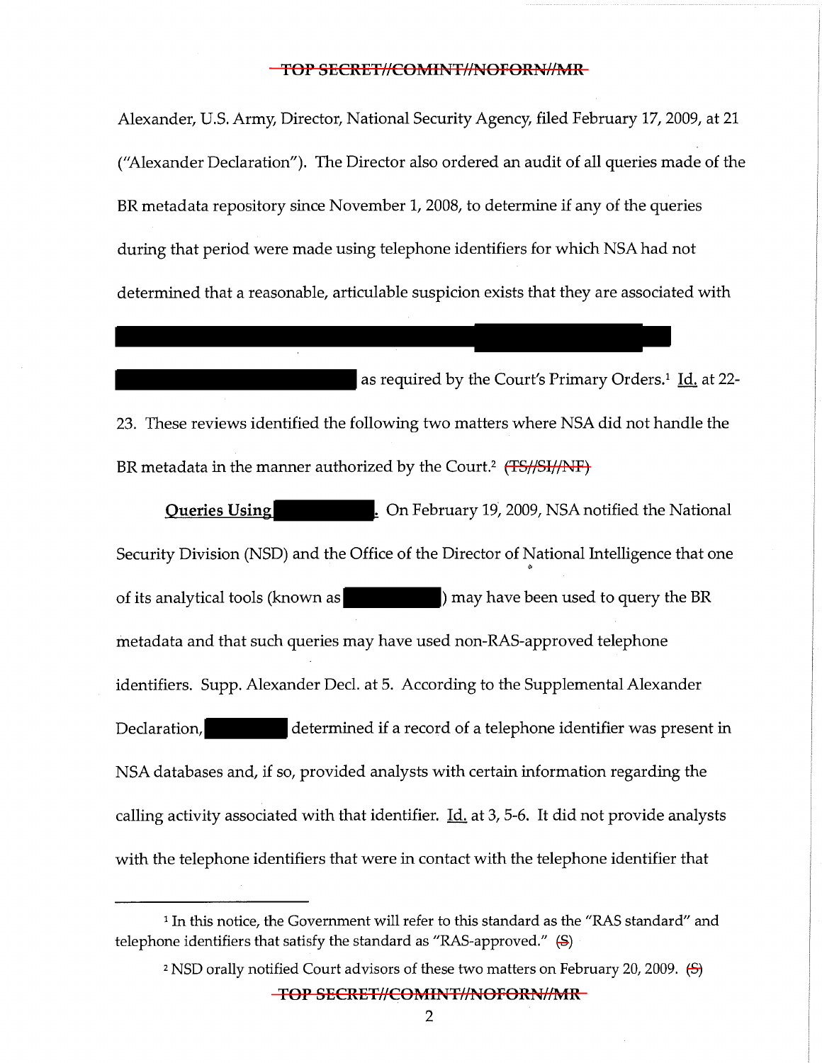Alexander, U.S. Army, Director, National Security Agency, filed February 17, 2009, at 21 ("Alexander Declaration"). The Director also ordered an audit of all queries made of the BR metadata repository since November 1, 2008, to determine if any of the queries during that period were made using telephone identifiers for which NSA had not determined that a reasonable, articulable suspicion exists that they are associated with [REDACTED] as required by the Court's Primary Orders.[1] Id. at 22-23. These reviews identified the following two matters where NSA did not handle the BR metadata in the manner authorized by the Court.[2] ~~(TS//SI//NF)~~

**Queries Using [REDACTED].** On February 19, 2009, NSA notified the National Security Division (NSD) and the Office of the Director of National Intelligence that one of its analytical tools (known as [REDACTED]) may have been used to query the BR metadata and that such queries may have used non-RAS-approved telephone identifiers. Supp. Alexander Decl. at 5. According to the Supplemental Alexander Declaration, [REDACTED] determined if a record of a telephone identifier was present in NSA databases and, if so, provided analysts with certain information regarding the calling activity associated with that identifier. Id. at 3, 5-6. It did not provide analysts with the telephone identifiers that were in contact with the telephone identifier that

---

[1] In this notice, the Government will refer to this standard as the "RAS standard" and telephone identifiers that satisfy the standard as "RAS-approved." ~~(S)~~

[2] NSD orally notified Court advisors of these two matters on February 20, 2009. ~~(S)~~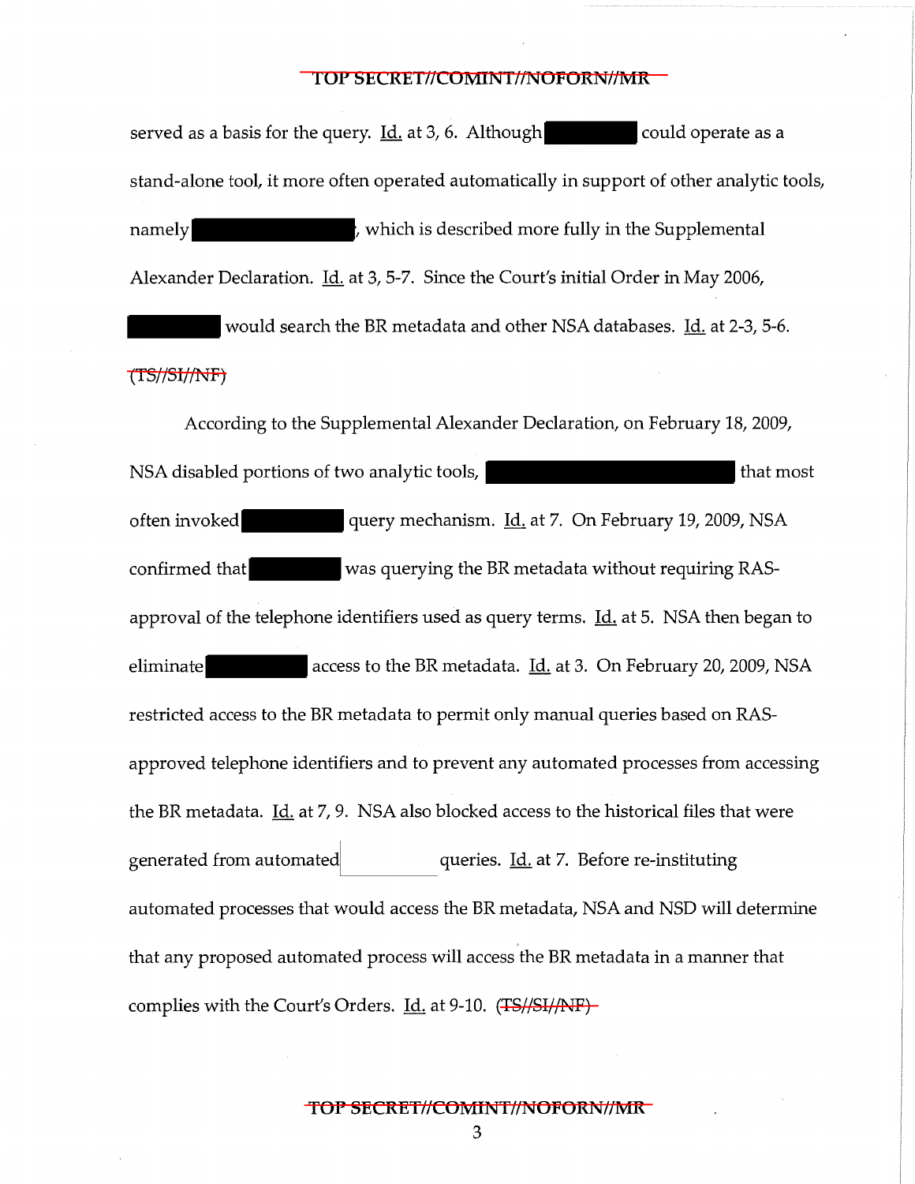served as a basis for the query. Id. at 3, 6. Although [REDACTED] could operate as a stand-alone tool, it more often operated automatically in support of other analytic tools, namely [REDACTED], which is described more fully in the Supplemental Alexander Declaration. Id. at 3, 5-7. Since the Court's initial Order in May 2006, [REDACTED] would search the BR metadata and other NSA databases. Id. at 2-3, 5-6. (TS//SI//NF)

According to the Supplemental Alexander Declaration, on February 18, 2009, NSA disabled portions of two analytic tools, [REDACTED] that most often invoked [REDACTED] query mechanism. Id. at 7. On February 19, 2009, NSA confirmed that [REDACTED] was querying the BR metadata without requiring RAS-approval of the telephone identifiers used as query terms. Id. at 5. NSA then began to eliminate [REDACTED] access to the BR metadata. Id. at 3. On February 20, 2009, NSA restricted access to the BR metadata to permit only manual queries based on RAS-approved telephone identifiers and to prevent any automated processes from accessing the BR metadata. Id. at 7, 9. NSA also blocked access to the historical files that were generated from automated [REDACTED] queries. Id. at 7. Before re-instituting automated processes that would access the BR metadata, NSA and NSD will determine that any proposed automated process will access the BR metadata in a manner that complies with the Court's Orders. Id. at 9-10. (TS//SI//NF)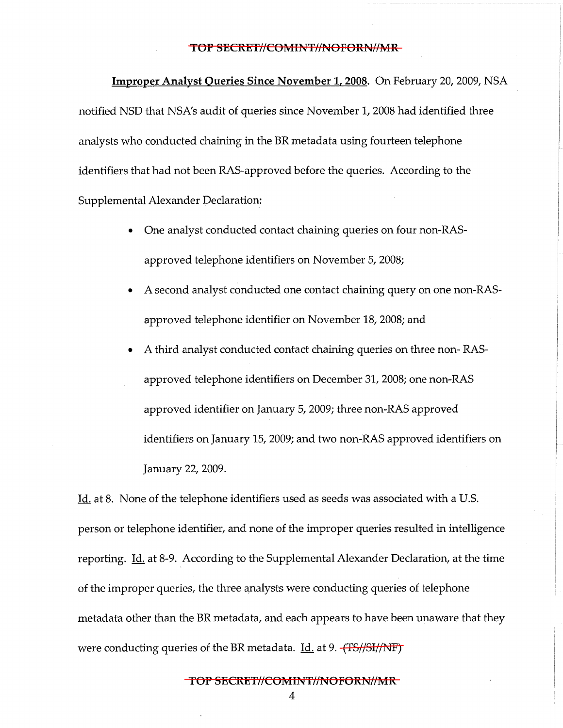**Improper Analyst Queries Since November 1, 2008.** On February 20, 2009, NSA notified NSD that NSA's audit of queries since November 1, 2008 had identified three analysts who conducted chaining in the BR metadata using fourteen telephone identifiers that had not been RAS-approved before the queries. According to the Supplemental Alexander Declaration:

- One analyst conducted contact chaining queries on four non-RAS-approved telephone identifiers on November 5, 2008;
- A second analyst conducted one contact chaining query on one non-RAS-approved telephone identifier on November 18, 2008; and
- A third analyst conducted contact chaining queries on three non- RAS-approved telephone identifiers on December 31, 2008; one non-RAS approved identifier on January 5, 2009; three non-RAS approved identifiers on January 15, 2009; and two non-RAS approved identifiers on January 22, 2009.

Id. at 8. None of the telephone identifiers used as seeds was associated with a U.S. person or telephone identifier, and none of the improper queries resulted in intelligence reporting. Id. at 8-9. According to the Supplemental Alexander Declaration, at the time of the improper queries, the three analysts were conducting queries of telephone metadata other than the BR metadata, and each appears to have been unaware that they were conducting queries of the BR metadata. Id. at 9. ~~(TS//SI//NF)~~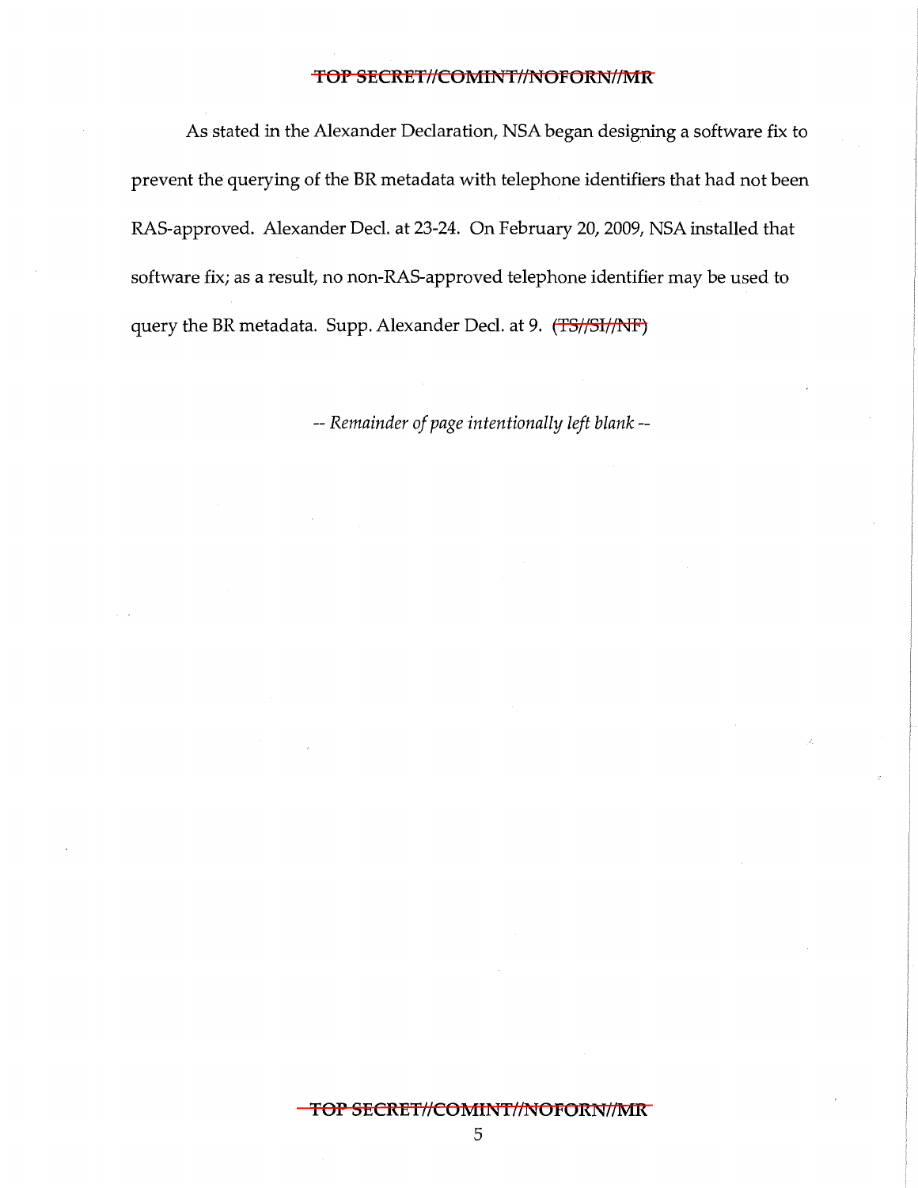As stated in the Alexander Declaration, NSA began designing a software fix to prevent the querying of the BR metadata with telephone identifiers that had not been RAS-approved. Alexander Decl. at 23-24. On February 20, 2009, NSA installed that software fix; as a result, no non-RAS-approved telephone identifier may be used to query the BR metadata. Supp. Alexander Decl. at 9. ~~(TS//SI//NF)~~

*-- Remainder of page intentionally left blank --*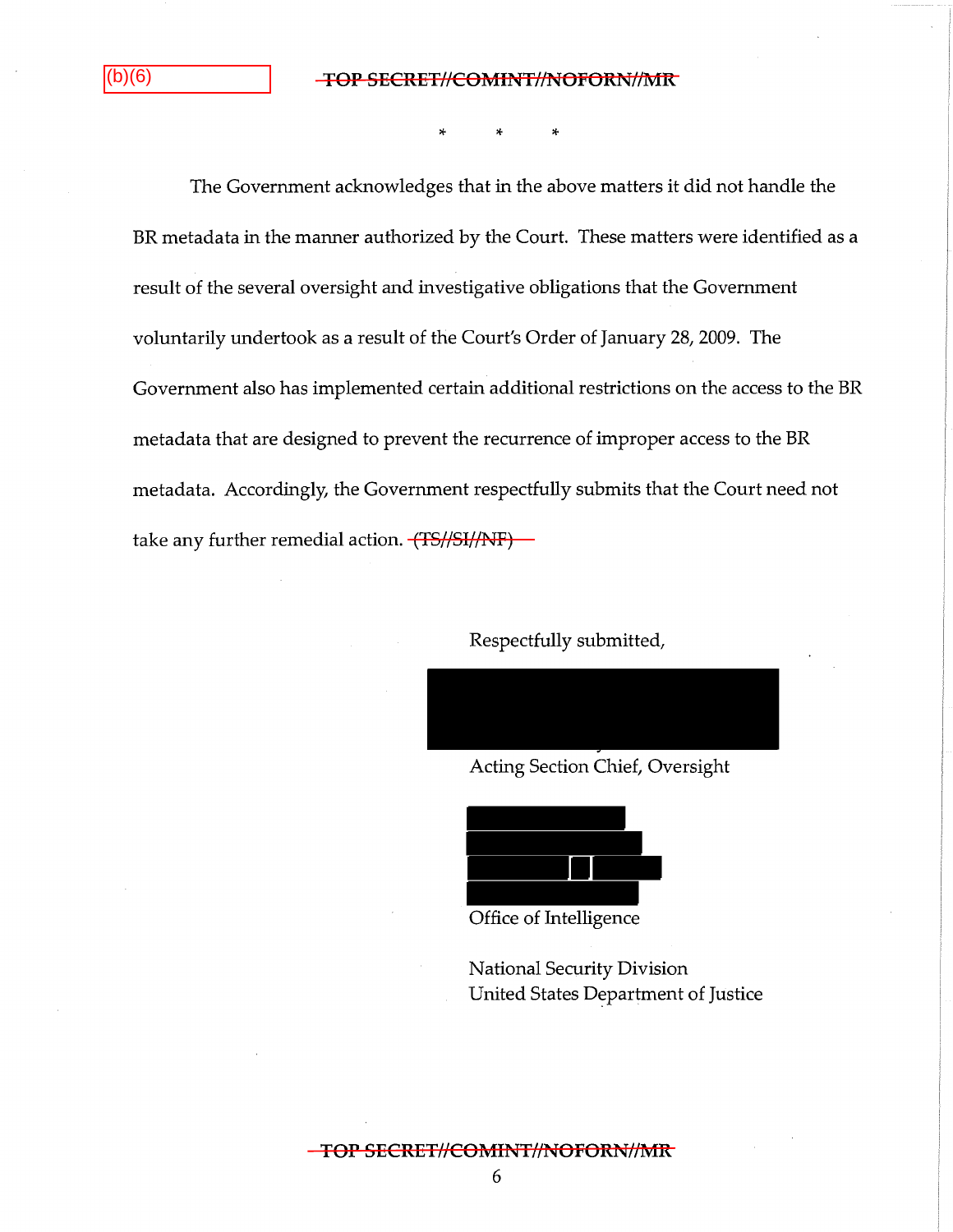(b)(6)

\*   \*   \*

The Government acknowledges that in the above matters it did not handle the BR metadata in the manner authorized by the Court. These matters were identified as a result of the several oversight and investigative obligations that the Government voluntarily undertook as a result of the Court's Order of January 28, 2009. The Government also has implemented certain additional restrictions on the access to the BR metadata that are designed to prevent the recurrence of improper access to the BR metadata. Accordingly, the Government respectfully submits that the Court need not take any further remedial action. ~~(TS//SI//NF)~~

Respectfully submitted,

Acting Section Chief, Oversight

Office of Intelligence

National Security Division
United States Department of Justice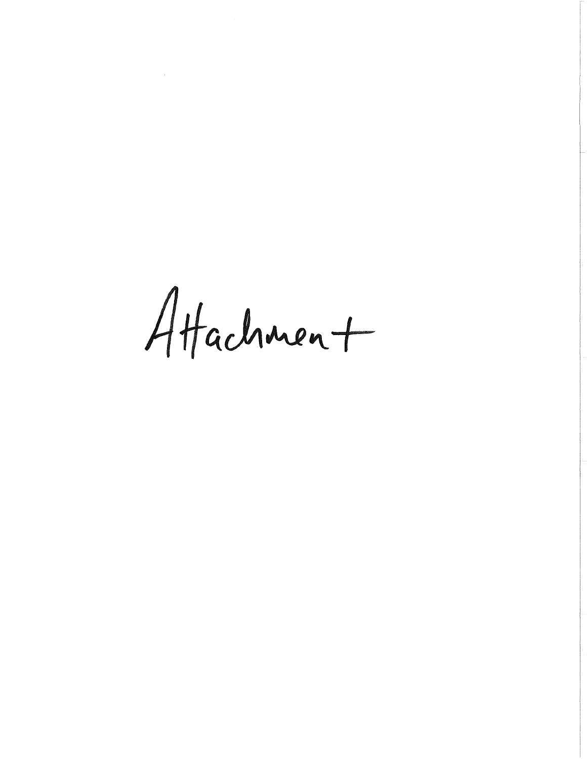Attachment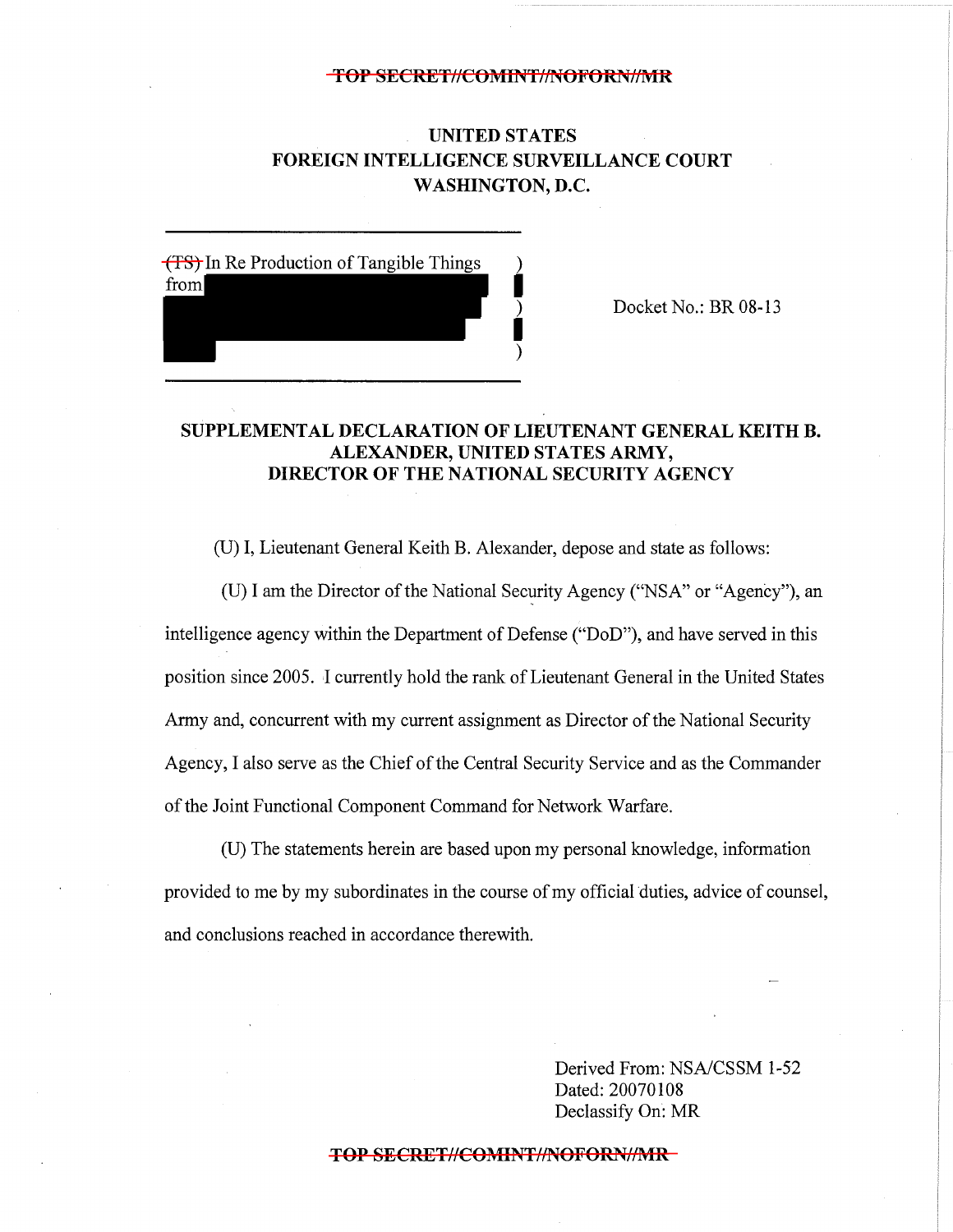TOP SECRET//COMINT//NOFORN//MR

**UNITED STATES**
**FOREIGN INTELLIGENCE SURVEILLANCE COURT**
**WASHINGTON, D.C.**

| | | |
|---|---|---|
| (TS) In Re Production of Tangible Things from [REDACTED] | ) ) ) ) | Docket No.: BR 08-13 |

## SUPPLEMENTAL DECLARATION OF LIEUTENANT GENERAL KEITH B. ALEXANDER, UNITED STATES ARMY, DIRECTOR OF THE NATIONAL SECURITY AGENCY

(U) I, Lieutenant General Keith B. Alexander, depose and state as follows:

(U) I am the Director of the National Security Agency ("NSA" or "Agency"), an intelligence agency within the Department of Defense ("DoD"), and have served in this position since 2005. I currently hold the rank of Lieutenant General in the United States Army and, concurrent with my current assignment as Director of the National Security Agency, I also serve as the Chief of the Central Security Service and as the Commander of the Joint Functional Component Command for Network Warfare.

(U) The statements herein are based upon my personal knowledge, information provided to me by my subordinates in the course of my official duties, advice of counsel, and conclusions reached in accordance therewith.

Derived From: NSA/CSSM 1-52
Dated: 20070108
Declassify On: MR

TOP SECRET//COMINT//NOFORN//MR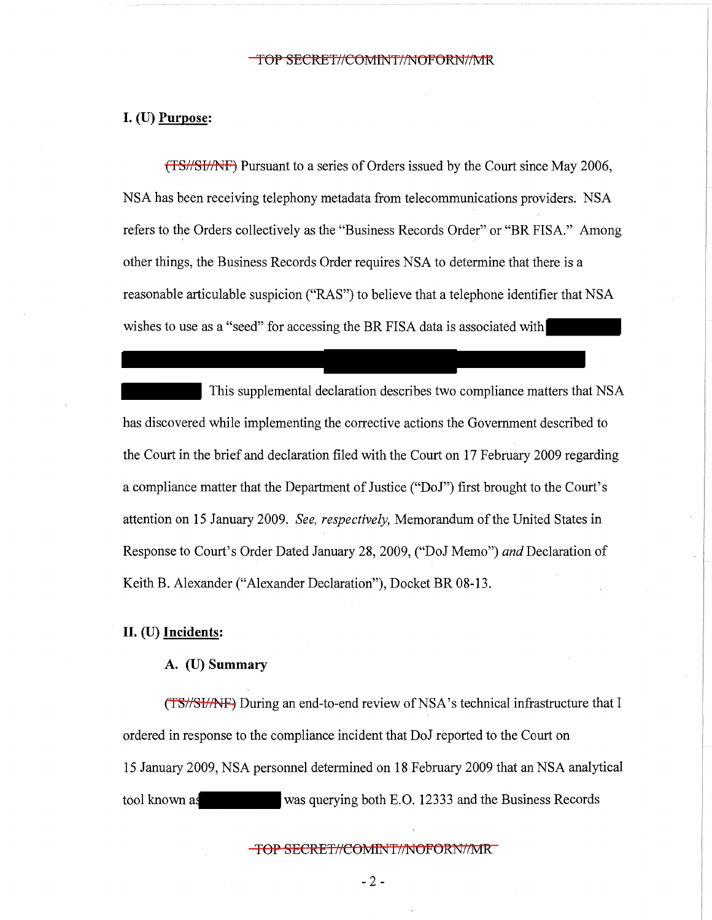## I. (U) Purpose:

(TS//SI//NF) Pursuant to a series of Orders issued by the Court since May 2006, NSA has been receiving telephony metadata from telecommunications providers. NSA refers to the Orders collectively as the "Business Records Order" or "BR FISA." Among other things, the Business Records Order requires NSA to determine that there is a reasonable articulable suspicion ("RAS") to believe that a telephone identifier that NSA wishes to use as a "seed" for accessing the BR FISA data is associated with [REDACTED] This supplemental declaration describes two compliance matters that NSA has discovered while implementing the corrective actions the Government described to the Court in the brief and declaration filed with the Court on 17 February 2009 regarding a compliance matter that the Department of Justice ("DoJ") first brought to the Court's attention on 15 January 2009. *See, respectively,* Memorandum of the United States in Response to Court's Order Dated January 28, 2009, ("DoJ Memo") *and* Declaration of Keith B. Alexander ("Alexander Declaration"), Docket BR 08-13.

## II. (U) Incidents:

### A. (U) Summary

(TS//SI//NF) During an end-to-end review of NSA's technical infrastructure that I ordered in response to the compliance incident that DoJ reported to the Court on 15 January 2009, NSA personnel determined on 18 February 2009 that an NSA analytical tool known as [REDACTED] was querying both E.O. 12333 and the Business Records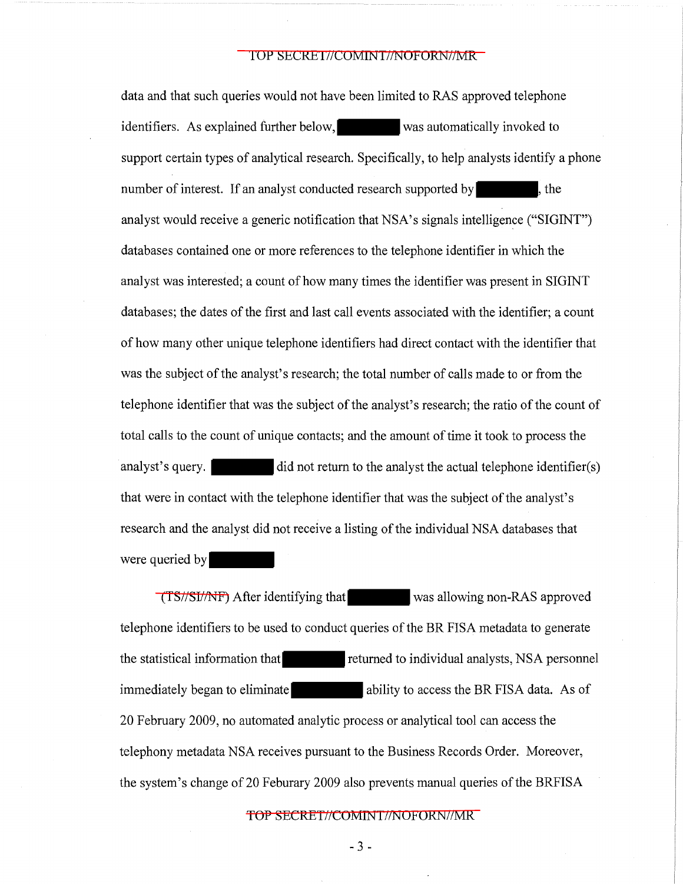data and that such queries would not have been limited to RAS approved telephone identifiers. As explained further below, ████████ was automatically invoked to support certain types of analytical research. Specifically, to help analysts identify a phone number of interest. If an analyst conducted research supported by ████████, the analyst would receive a generic notification that NSA's signals intelligence ("SIGINT") databases contained one or more references to the telephone identifier in which the analyst was interested; a count of how many times the identifier was present in SIGINT databases; the dates of the first and last call events associated with the identifier; a count of how many other unique telephone identifiers had direct contact with the identifier that was the subject of the analyst's research; the total number of calls made to or from the telephone identifier that was the subject of the analyst's research; the ratio of the count of total calls to the count of unique contacts; and the amount of time it took to process the analyst's query. ████████ did not return to the analyst the actual telephone identifier(s) that were in contact with the telephone identifier that was the subject of the analyst's research and the analyst did not receive a listing of the individual NSA databases that were queried by ████████

~~(TS//SI//NF)~~ After identifying that ████████ was allowing non-RAS approved telephone identifiers to be used to conduct queries of the BR FISA metadata to generate the statistical information that ████████ returned to individual analysts, NSA personnel immediately began to eliminate ████████ ability to access the BR FISA data. As of 20 February 2009, no automated analytic process or analytical tool can access the telephony metadata NSA receives pursuant to the Business Records Order. Moreover, the system's change of 20 Feburary 2009 also prevents manual queries of the BRFISA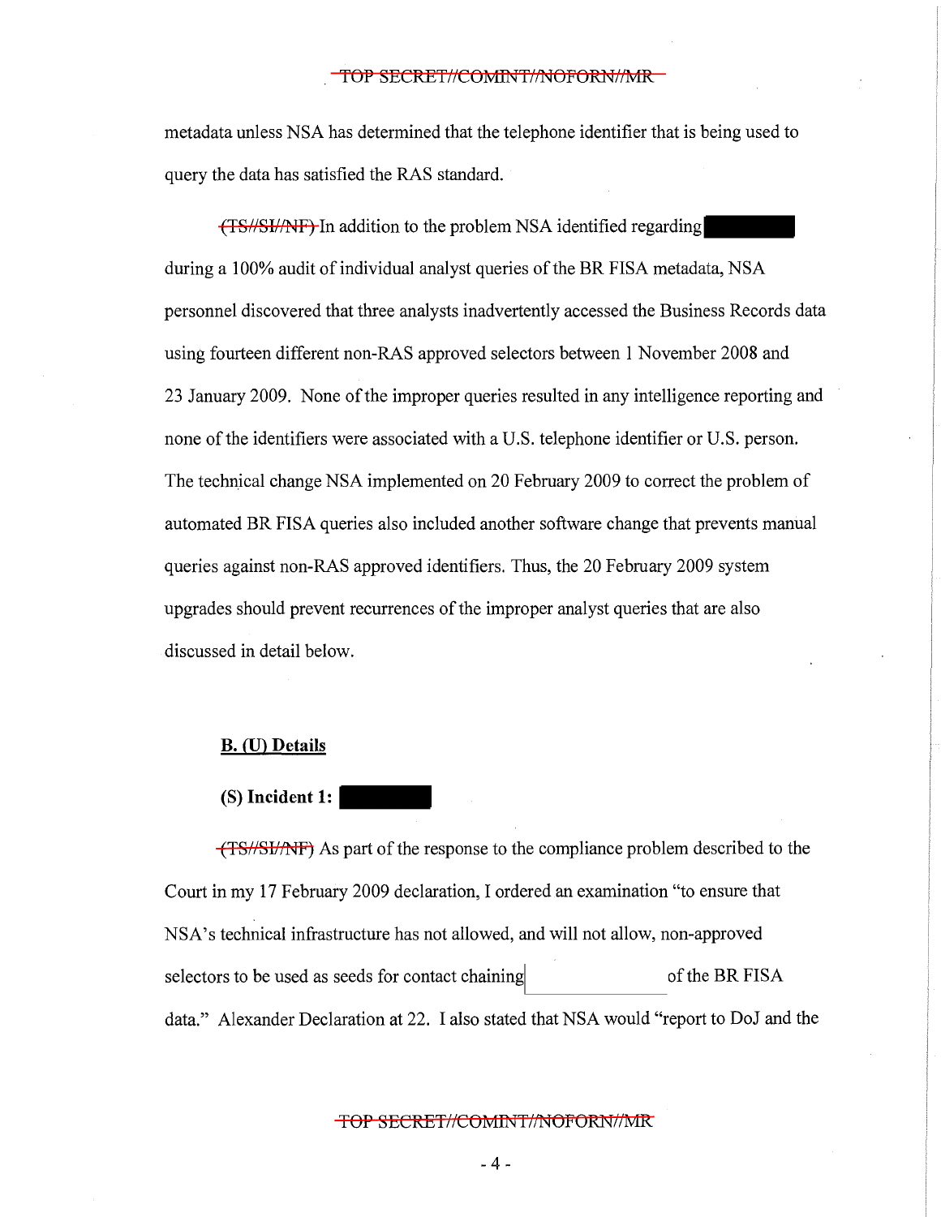metadata unless NSA has determined that the telephone identifier that is being used to query the data has satisfied the RAS standard.

~~(TS//SI//NF)~~ In addition to the problem NSA identified regarding [REDACTED] during a 100% audit of individual analyst queries of the BR FISA metadata, NSA personnel discovered that three analysts inadvertently accessed the Business Records data using fourteen different non-RAS approved selectors between 1 November 2008 and 23 January 2009. None of the improper queries resulted in any intelligence reporting and none of the identifiers were associated with a U.S. telephone identifier or U.S. person. The technical change NSA implemented on 20 February 2009 to correct the problem of automated BR FISA queries also included another software change that prevents manual queries against non-RAS approved identifiers. Thus, the 20 February 2009 system upgrades should prevent recurrences of the improper analyst queries that are also discussed in detail below.

**B. (U) Details**

**(S) Incident 1:** [REDACTED]

~~(TS//SI//NF)~~ As part of the response to the compliance problem described to the Court in my 17 February 2009 declaration, I ordered an examination "to ensure that NSA's technical infrastructure has not allowed, and will not allow, non-approved selectors to be used as seeds for contact chaining [REDACTED] of the BR FISA data." Alexander Declaration at 22. I also stated that NSA would "report to DoJ and the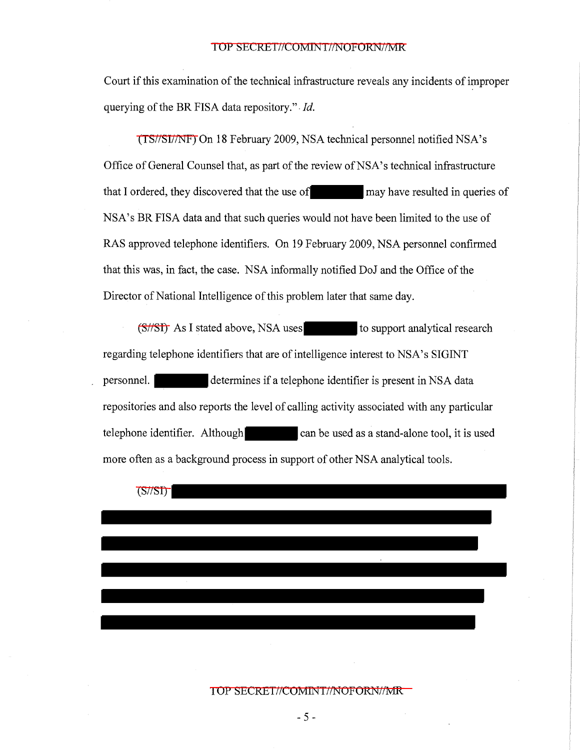Court if this examination of the technical infrastructure reveals any incidents of improper querying of the BR FISA data repository." *Id.*

(TS//SI//NF) On 18 February 2009, NSA technical personnel notified NSA's Office of General Counsel that, as part of the review of NSA's technical infrastructure that I ordered, they discovered that the use of [REDACTED] may have resulted in queries of NSA's BR FISA data and that such queries would not have been limited to the use of RAS approved telephone identifiers. On 19 February 2009, NSA personnel confirmed that this was, in fact, the case. NSA informally notified DoJ and the Office of the Director of National Intelligence of this problem later that same day.

(S//SI) As I stated above, NSA uses [REDACTED] to support analytical research regarding telephone identifiers that are of intelligence interest to NSA's SIGINT personnel. [REDACTED] determines if a telephone identifier is present in NSA data repositories and also reports the level of calling activity associated with any particular telephone identifier. Although [REDACTED] can be used as a stand-alone tool, it is used more often as a background process in support of other NSA analytical tools.

(S//SI) [REDACTED]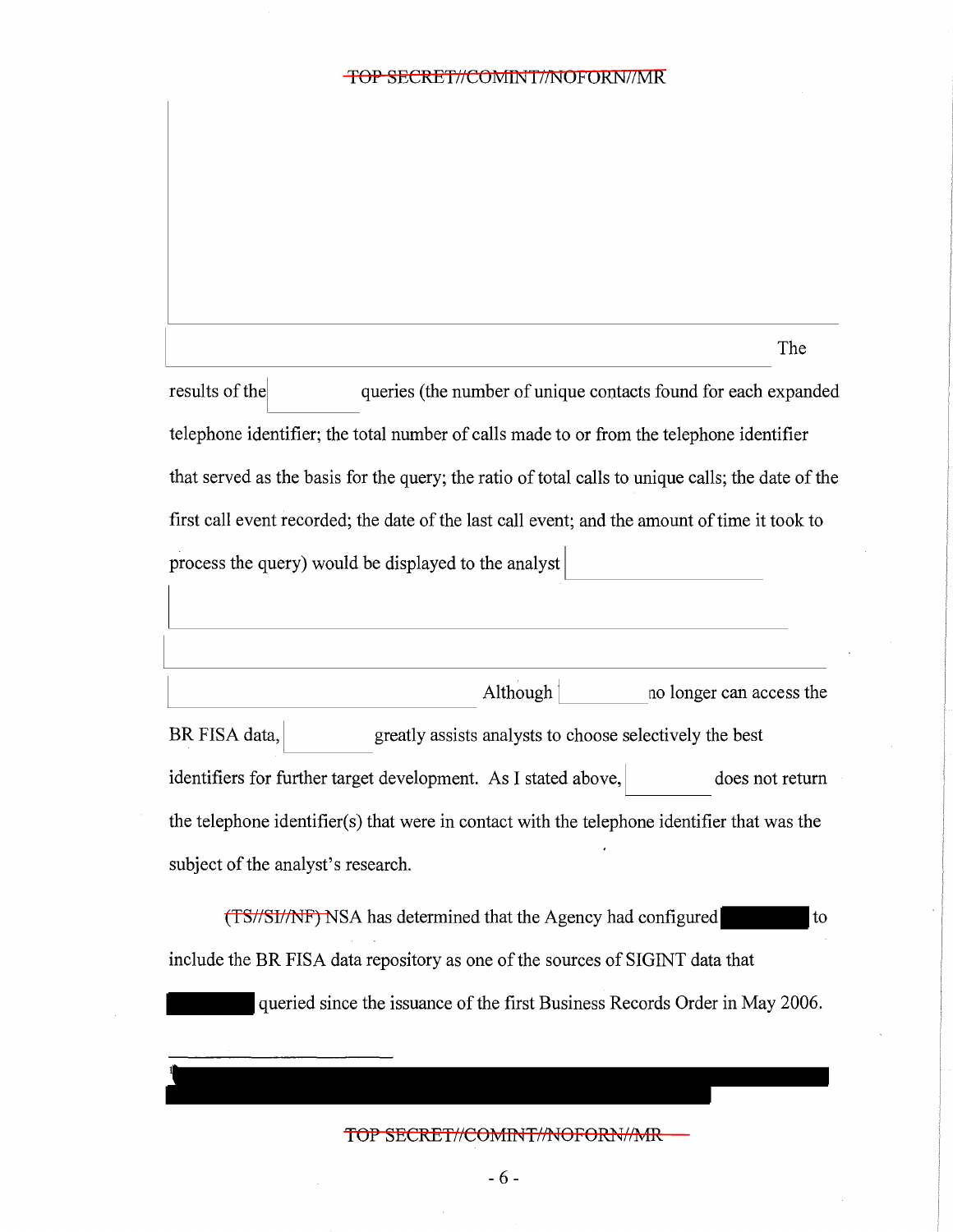The results of the queries (the number of unique contacts found for each expanded telephone identifier; the total number of calls made to or from the telephone identifier that served as the basis for the query; the ratio of total calls to unique calls; the date of the first call event recorded; the date of the last call event; and the amount of time it took to process the query) would be displayed to the analyst

Although no longer can access the BR FISA data, greatly assists analysts to choose selectively the best identifiers for further target development. As I stated above, does not return the telephone identifier(s) that were in contact with the telephone identifier that was the subject of the analyst's research.

~~(TS//SI//NF)~~ NSA has determined that the Agency had configured ████ to include the BR FISA data repository as one of the sources of SIGINT data that ████ queried since the issuance of the first Business Records Order in May 2006.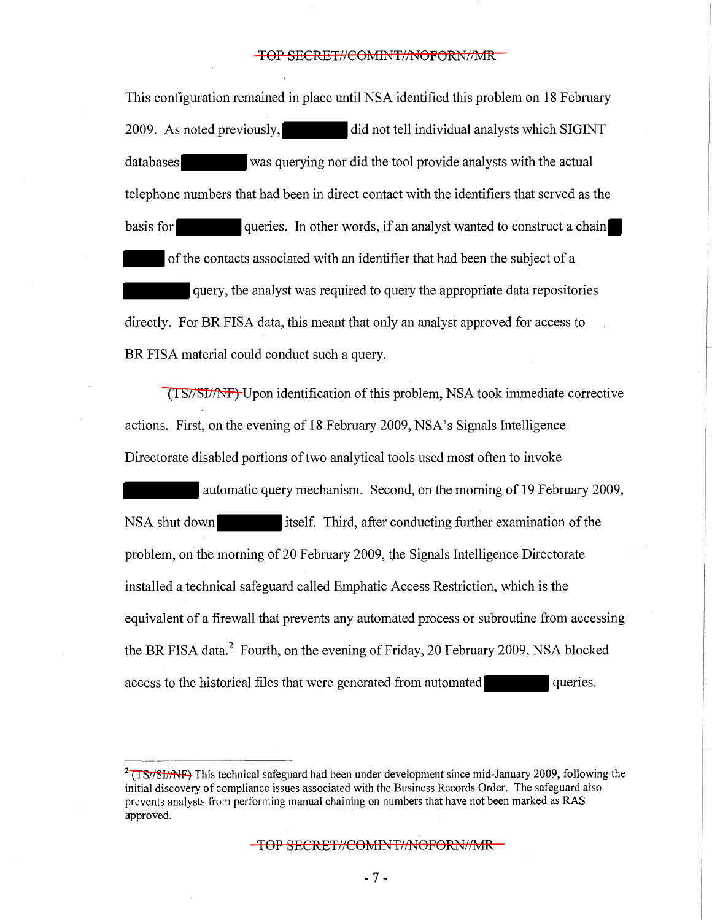This configuration remained in place until NSA identified this problem on 18 February 2009. As noted previously, [REDACTED] did not tell individual analysts which SIGINT databases [REDACTED] was querying nor did the tool provide analysts with the actual telephone numbers that had been in direct contact with the identifiers that served as the basis for [REDACTED] queries. In other words, if an analyst wanted to construct a chain [REDACTED] of the contacts associated with an identifier that had been the subject of a [REDACTED] query, the analyst was required to query the appropriate data repositories directly. For BR FISA data, this meant that only an analyst approved for access to BR FISA material could conduct such a query.

~~(TS//SI//NF)~~ Upon identification of this problem, NSA took immediate corrective actions. First, on the evening of 18 February 2009, NSA's Signals Intelligence Directorate disabled portions of two analytical tools used most often to invoke [REDACTED] automatic query mechanism. Second, on the morning of 19 February 2009, NSA shut down [REDACTED] itself. Third, after conducting further examination of the problem, on the morning of 20 February 2009, the Signals Intelligence Directorate installed a technical safeguard called Emphatic Access Restriction, which is the equivalent of a firewall that prevents any automated process or subroutine from accessing the BR FISA data.[2] Fourth, on the evening of Friday, 20 February 2009, NSA blocked access to the historical files that were generated from automated [REDACTED] queries.

---

[2] ~~(TS//SI//NF)~~ This technical safeguard had been under development since mid-January 2009, following the initial discovery of compliance issues associated with the Business Records Order. The safeguard also prevents analysts from performing manual chaining on numbers that have not been marked as RAS approved.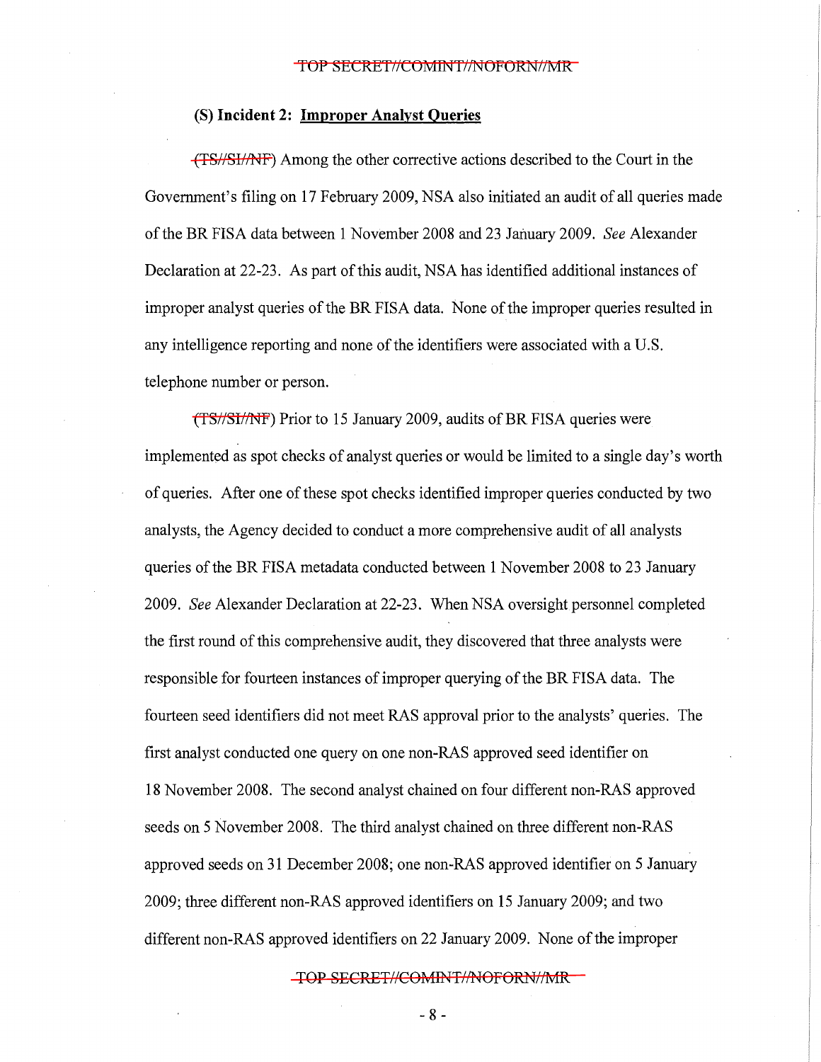**(S) Incident 2: Improper Analyst Queries**

(TS//SI//NF) Among the other corrective actions described to the Court in the Government's filing on 17 February 2009, NSA also initiated an audit of all queries made of the BR FISA data between 1 November 2008 and 23 January 2009. *See* Alexander Declaration at 22-23. As part of this audit, NSA has identified additional instances of improper analyst queries of the BR FISA data. None of the improper queries resulted in any intelligence reporting and none of the identifiers were associated with a U.S. telephone number or person.

(TS//SI//NF) Prior to 15 January 2009, audits of BR FISA queries were implemented as spot checks of analyst queries or would be limited to a single day's worth of queries. After one of these spot checks identified improper queries conducted by two analysts, the Agency decided to conduct a more comprehensive audit of all analysts queries of the BR FISA metadata conducted between 1 November 2008 to 23 January 2009. *See* Alexander Declaration at 22-23. When NSA oversight personnel completed the first round of this comprehensive audit, they discovered that three analysts were responsible for fourteen instances of improper querying of the BR FISA data. The fourteen seed identifiers did not meet RAS approval prior to the analysts' queries. The first analyst conducted one query on one non-RAS approved seed identifier on 18 November 2008. The second analyst chained on four different non-RAS approved seeds on 5 November 2008. The third analyst chained on three different non-RAS approved seeds on 31 December 2008; one non-RAS approved identifier on 5 January 2009; three different non-RAS approved identifiers on 15 January 2009; and two different non-RAS approved identifiers on 22 January 2009. None of the improper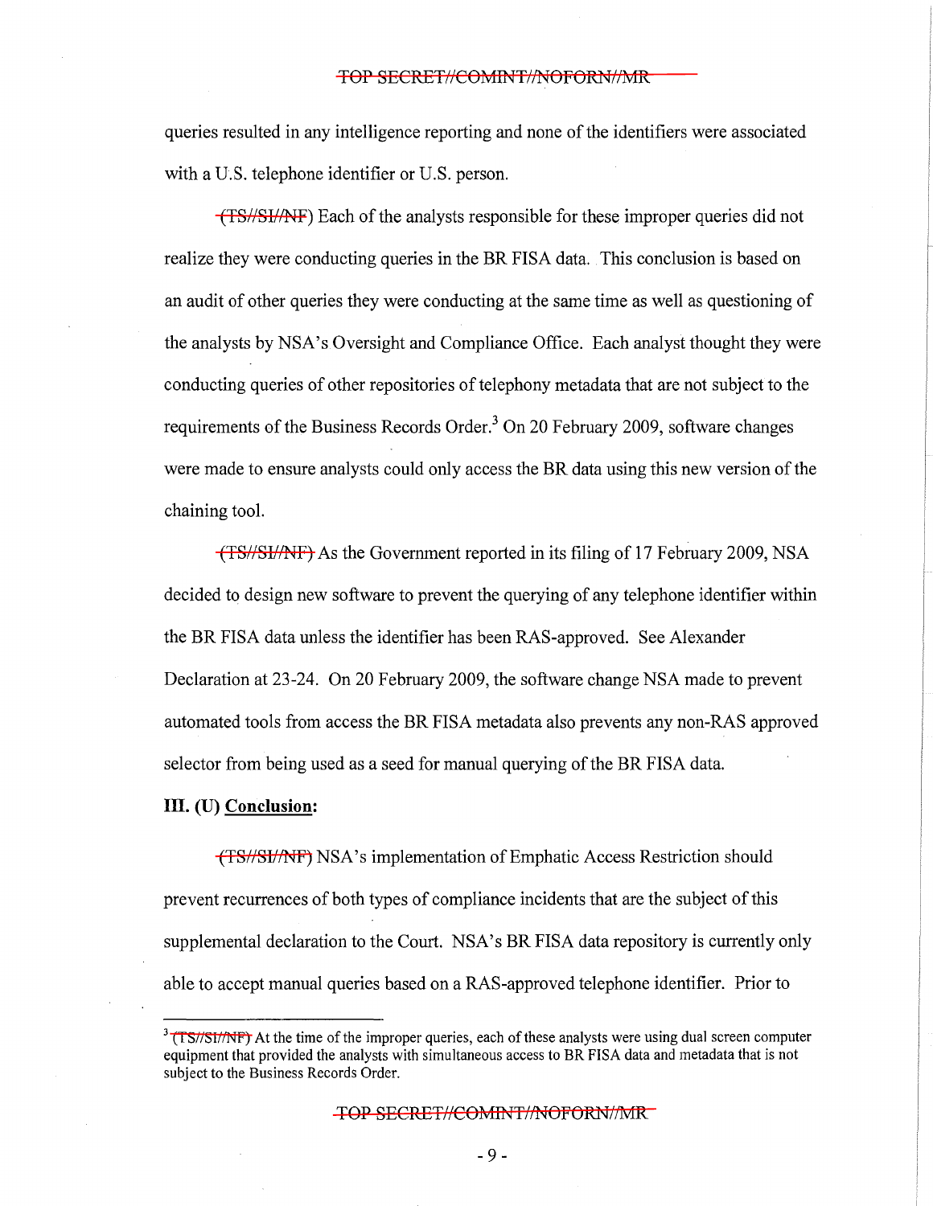queries resulted in any intelligence reporting and none of the identifiers were associated with a U.S. telephone identifier or U.S. person.

~~(TS//SI//NF)~~ Each of the analysts responsible for these improper queries did not realize they were conducting queries in the BR FISA data. This conclusion is based on an audit of other queries they were conducting at the same time as well as questioning of the analysts by NSA's Oversight and Compliance Office. Each analyst thought they were conducting queries of other repositories of telephony metadata that are not subject to the requirements of the Business Records Order.[3] On 20 February 2009, software changes were made to ensure analysts could only access the BR data using this new version of the chaining tool.

~~(TS//SI//NF)~~ As the Government reported in its filing of 17 February 2009, NSA decided to design new software to prevent the querying of any telephone identifier within the BR FISA data unless the identifier has been RAS-approved. See Alexander Declaration at 23-24. On 20 February 2009, the software change NSA made to prevent automated tools from access the BR FISA metadata also prevents any non-RAS approved selector from being used as a seed for manual querying of the BR FISA data.

**III. (U) Conclusion:**

~~(TS//SI//NF)~~ NSA's implementation of Emphatic Access Restriction should prevent recurrences of both types of compliance incidents that are the subject of this supplemental declaration to the Court. NSA's BR FISA data repository is currently only able to accept manual queries based on a RAS-approved telephone identifier. Prior to

[3] ~~(TS//SI//NF)~~ At the time of the improper queries, each of these analysts were using dual screen computer equipment that provided the analysts with simultaneous access to BR FISA data and metadata that is not subject to the Business Records Order.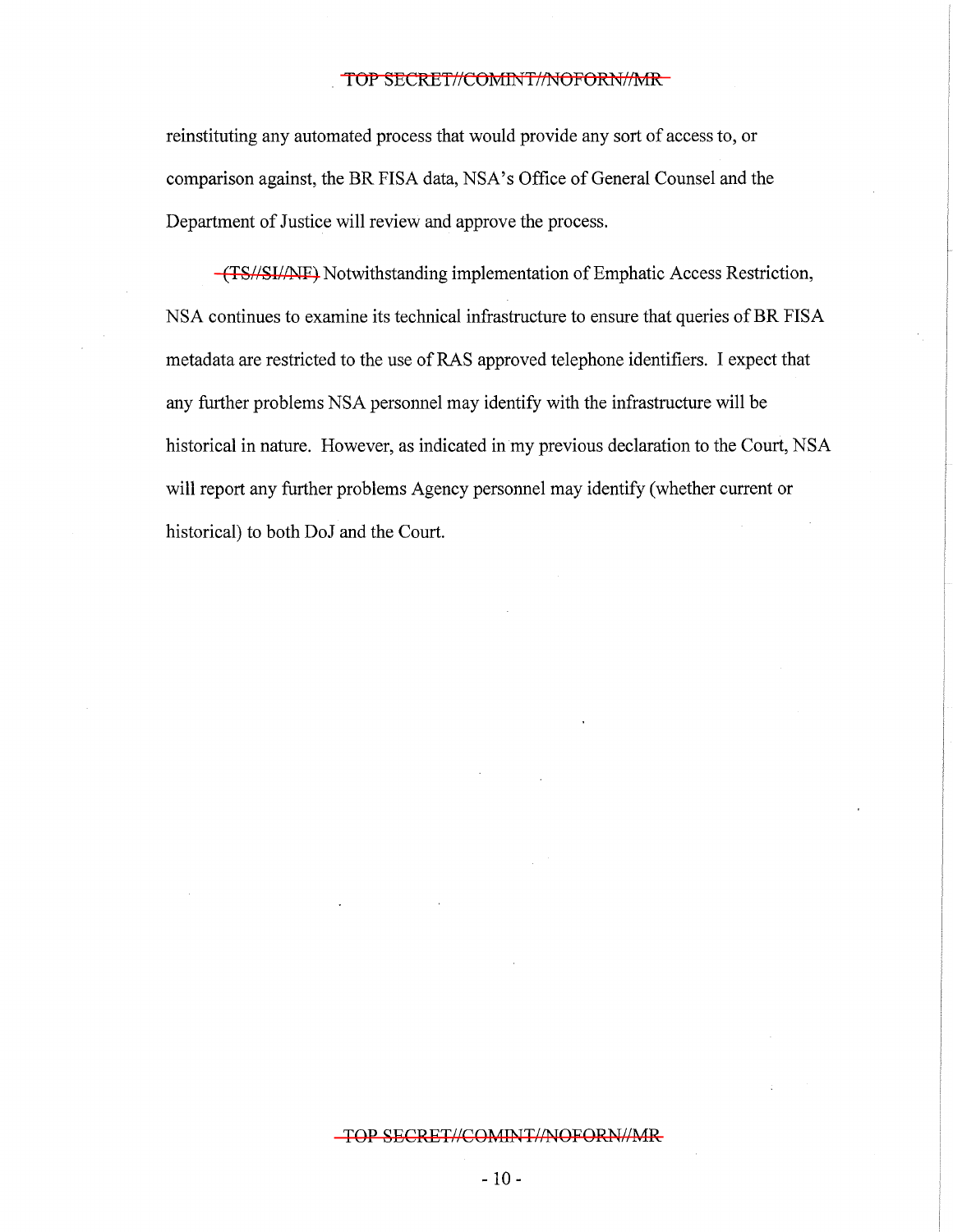reinstituting any automated process that would provide any sort of access to, or comparison against, the BR FISA data, NSA's Office of General Counsel and the Department of Justice will review and approve the process.

~~(TS//SI//NF)~~ Notwithstanding implementation of Emphatic Access Restriction, NSA continues to examine its technical infrastructure to ensure that queries of BR FISA metadata are restricted to the use of RAS approved telephone identifiers. I expect that any further problems NSA personnel may identify with the infrastructure will be historical in nature. However, as indicated in my previous declaration to the Court, NSA will report any further problems Agency personnel may identify (whether current or historical) to both DoJ and the Court.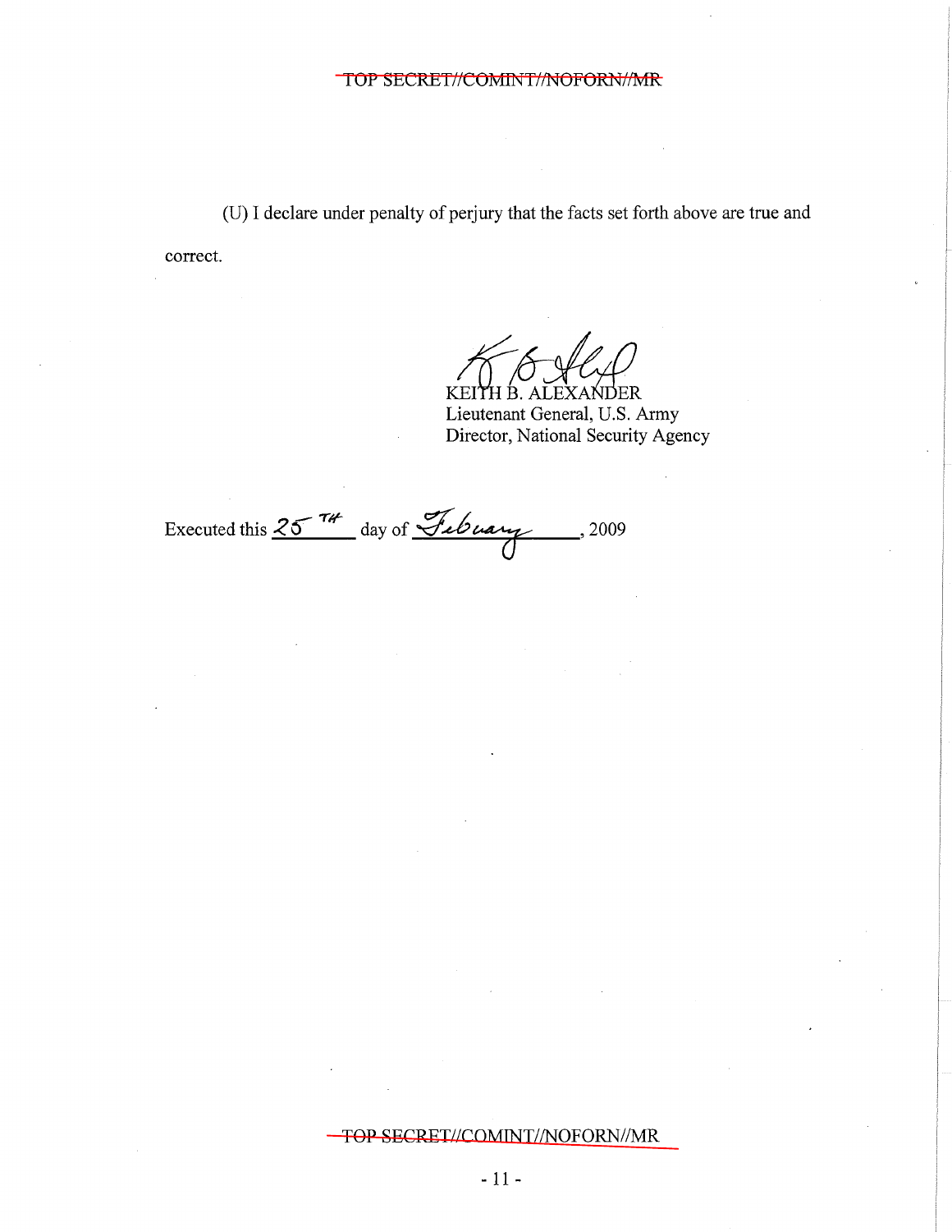(U) I declare under penalty of perjury that the facts set forth above are true and correct.

KEITH B. ALEXANDER
Lieutenant General, U.S. Army
Director, National Security Agency

Executed this 25TH day of February, 2009